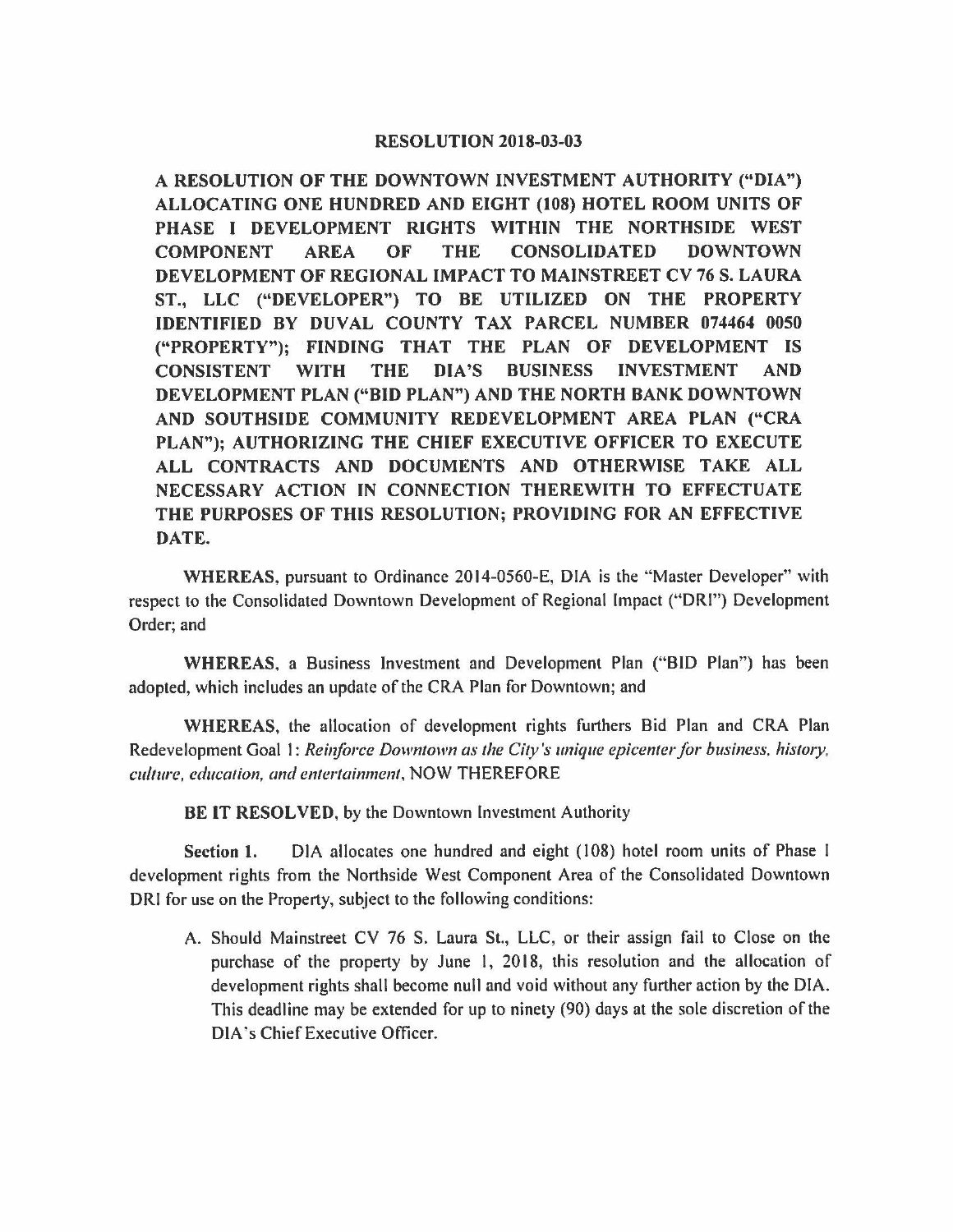# RESOLUTION 2018-03-03

**A RESOLUTION OF THE DOWNTOWN INVESTMENT AUTHORITY ("DIA") ALLOCATING ONE HUNDRED AND EIGHT (108) HOTEL ROOM UNITS OF PHASE I DEVELOPMENT RIGHTS WITHIN THE NORTHSIDE WEST COMPONENT AREA OF THE CONSOLIDATED DOWNTOWN DEVELOPMENT OF REGIONAL IMPACT TO MAINSTREET CV 76 S. LAURA ST., LLC ("DEVELOPER") TO BE UTILIZED ON THE PROPERTY IDENTIFIED BY DUVAL COUNTY TAX PARCEL NUMBER 074464 0050 ("PROPERTY"); FINDING THAT THE PLAN OF DEVELOPMENT IS CONSISTENT WITH THE DIA'S BUSINESS INVESTMENT AND DEVELOPMENT PLAN ("BID PLAN") AND THE NORTH BANK DOWNTOWN AND SOUTHSIDE COMMUNITY REDEVELOPMENT AREA PLAN ("CRA PLAN"); AUTHORIZING THE CHIEF EXECUTIVE OFFICER TO EXECUTE ALL CONTRACTS AND DOCUMENTS AND OTHERWISE TAKE ALL NECESSARY ACTION IN CONNECTION THEREWITH TO EFFECTUATE THE PURPOSES OF THIS RESOLUTION; PROVIDING FOR AN EFFECTIVE DATE.**

**WHEREAS**, pursuant to Ordinance 2014-0560-E, DIA is the "Master Developer" with respect to the Consolidated Downtown Development of Regional Impact ("DRI") Development Order; and

**WHEREAS**, a Business Investment and Development Plan ("BID Plan") has been adopted, which includes an update of the CRA Plan for Downtown; and

**WHEREAS**, the allocation of development rights furthers Bid Plan and CRA Plan Redevelopment Goal 1: *Reinforce Downtown as the City's unique epicenter for business, history, culture, education, and entertainment*, NOW THEREFORE

**BE IT RESOLVED**, by the Downtown Investment Authority

**Section 1.** DIA allocates one hundred and eight (108) hotel room units of Phase I development rights from the Northside West Component Area of the Consolidated Downtown DRI for use on the Property, subject to the following conditions:

A. Should Mainstreet CV 76 S. Laura St., LLC, or their assign fail to Close on the purchase of the property by June 1, 2018, this resolution and the allocation of development rights shall become null and void without any further action by the DIA. This deadline may be extended for up to ninety (90) days at the sole discretion of the DIA's Chief Executive Officer.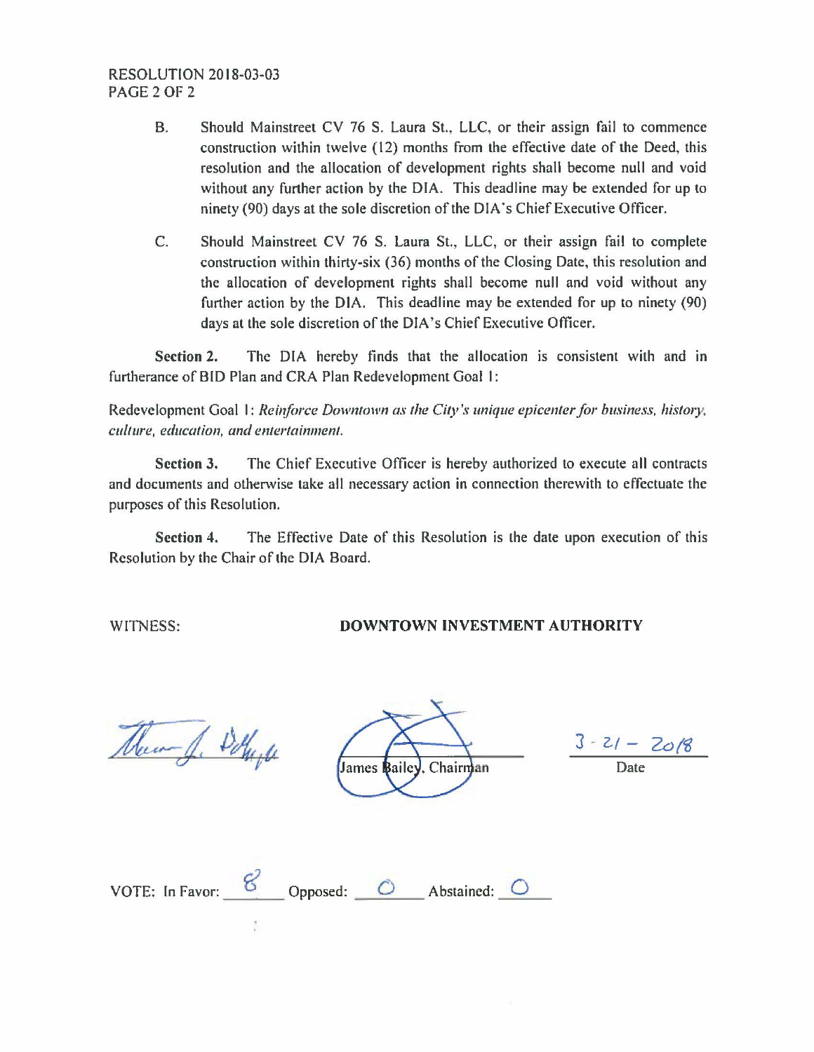B. Should Mainstreet CV 76 S. Laura St., LLC, or their assign fail to commence construction within twelve (12) months from the effective date of the Deed, this resolution and the allocation of development rights shall become null and void without any further action by the DIA. This deadline may be extended for up to ninety (90) days at the sole discretion of the DIA's Chief Executive Officer.

C. Should Mainstreet CV 76 S. Laura St., LLC, or their assign fail to complete construction within thirty-six (36) months of the Closing Date, this resolution and the allocation of development rights shall become null and void without any further action by the DIA. This deadline may be extended for up to ninety (90) days at the sole discretion of the DIA's Chief Executive Officer.

**Section 2.** The DIA hereby finds that the allocation is consistent with and in furtherance of BID Plan and CRA Plan Redevelopment Goal 1:

Redevelopment Goal 1: *Reinforce Downtown as the City's unique epicenter for business, history, culture, education, and entertainment.*

**Section 3.** The Chief Executive Officer is hereby authorized to execute all contracts and documents and otherwise take all necessary action in connection therewith to effectuate the purposes of this Resolution.

**Section 4.** The Effective Date of this Resolution is the date upon execution of this Resolution by the Chair of the DIA Board.

WITNESS: **DOWNTOWN INVESTMENT AUTHORITY**

James Bailey, Chairman

3-21-2018
Date

VOTE: In Favor: 8 Opposed: 0 Abstained: 0